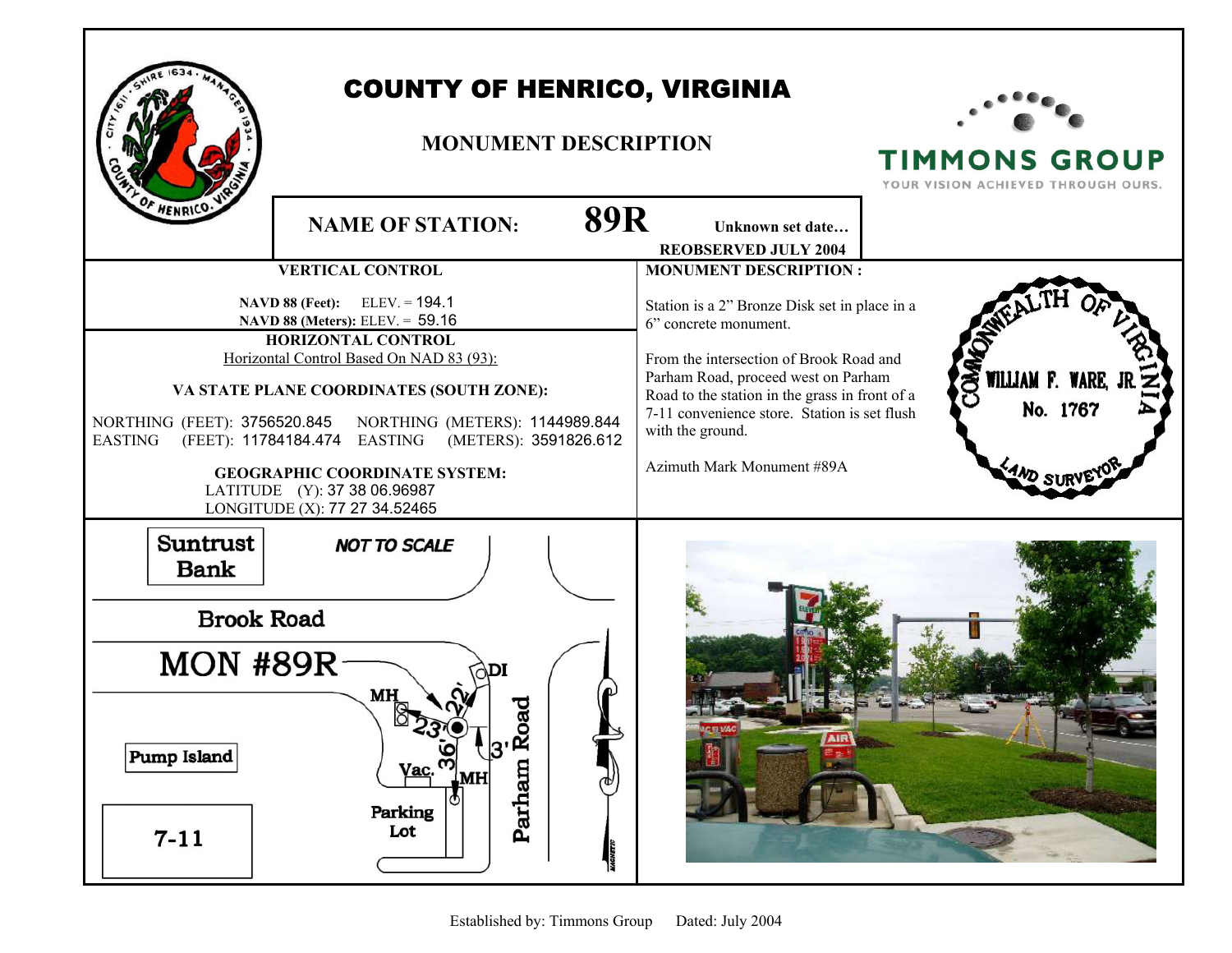# COUNTY OF HENRICO, VIRGINIA

## MONUMENT DESCRIPTION

TIMMONS GROUP
YOUR VISION ACHIEVED THROUGH OURS.

**NAME OF STATION:** **89R** Unknown set date…
**REOBSERVED JULY 2004**

### VERTICAL CONTROL

**NAVD 88 (Feet):** ELEV. = 194.1
**NAVD 88 (Meters):** ELEV. = 59.16

### HORIZONTAL CONTROL

Horizontal Control Based On NAD 83 (93):

**VA STATE PLANE COORDINATES (SOUTH ZONE):**

NORTHING (FEET): 3756520.845 NORTHING (METERS): 1144989.844
EASTING (FEET): 11784184.474 EASTING (METERS): 3591826.612

**GEOGRAPHIC COORDINATE SYSTEM:**
LATITUDE (Y): 37 38 06.96987
LONGITUDE (X): 77 27 34.52465

### MONUMENT DESCRIPTION :

Station is a 2" Bronze Disk set in place in a 6" concrete monument.

From the intersection of Brook Road and Parham Road, proceed west on Parham Road to the station in the grass in front of a 7-11 convenience store. Station is set flush with the ground.

Azimuth Mark Monument #89A

COMMONWEALTH OF VIRGINIA
WILLIAM F. WARE, JR.
No. 1767
LAND SURVEYOR

Suntrust Bank
NOT TO SCALE
Brook Road
MON #89R
DI
MH
22'
23'
36'
3'
Vac.
MH
Pump Island
Parking Lot
Parham Road
7-11
MAGNETIC

Established by: Timmons Group Dated: July 2004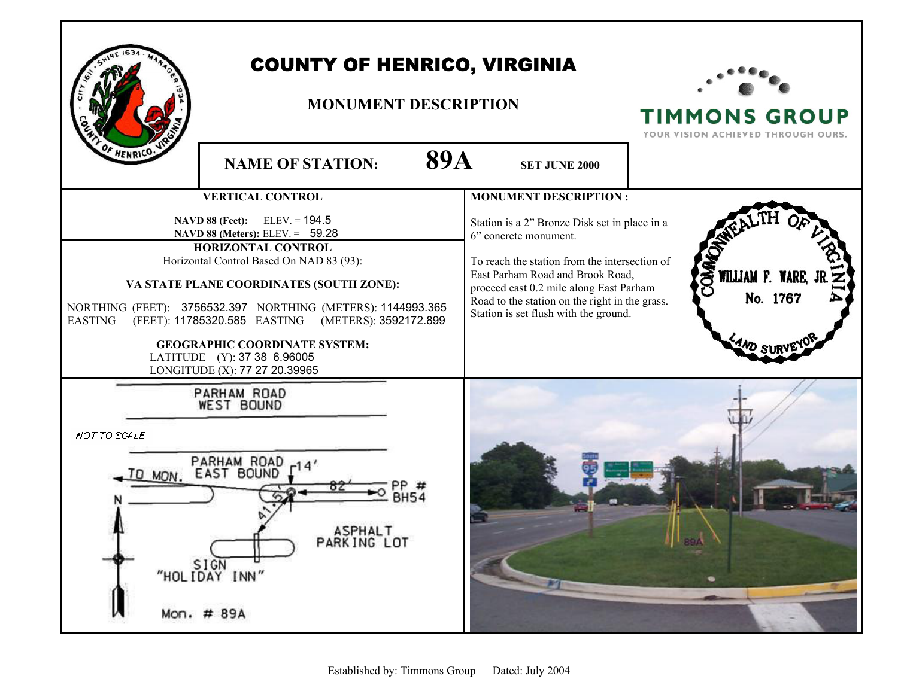# COUNTY OF HENRICO, VIRGINIA

## MONUMENT DESCRIPTION

TIMMONS GROUP
YOUR VISION ACHIEVED THROUGH OURS.

**NAME OF STATION:** **89A** **SET JUNE 2000**

### VERTICAL CONTROL

**NAVD 88 (Feet):** ELEV. = 194.5
**NAVD 88 (Meters):** ELEV. = 59.28

### HORIZONTAL CONTROL

Horizontal Control Based On NAD 83 (93):

**VA STATE PLANE COORDINATES (SOUTH ZONE):**

NORTHING (FEET): 3756532.397 NORTHING (METERS): 1144993.365
EASTING (FEET): 11785320.585 EASTING (METERS): 3592172.899

**GEOGRAPHIC COORDINATE SYSTEM:**
LATITUDE (Y): 37 38 6.96005
LONGITUDE (X): 77 27 20.39965

### MONUMENT DESCRIPTION :

Station is a 2" Bronze Disk set in place in a 6" concrete monument.

To reach the station from the intersection of East Parham Road and Brook Road, proceed east 0.2 mile along East Parham Road to the station on the right in the grass. Station is set flush with the ground.

COMMONWEALTH OF VIRGINIA
WILLIAM F. WARE, JR.
No. 1767
LAND SURVEYOR

PARHAM ROAD
WEST BOUND

NOT TO SCALE

PARHAM ROAD
EAST BOUND
TO MON.
14'
82'
PP #
BH54
41.5'
N
ASPHALT
PARKING LOT
SIGN
"HOLIDAY INN"
Mon. # 89A

Established by: Timmons Group Dated: July 2004